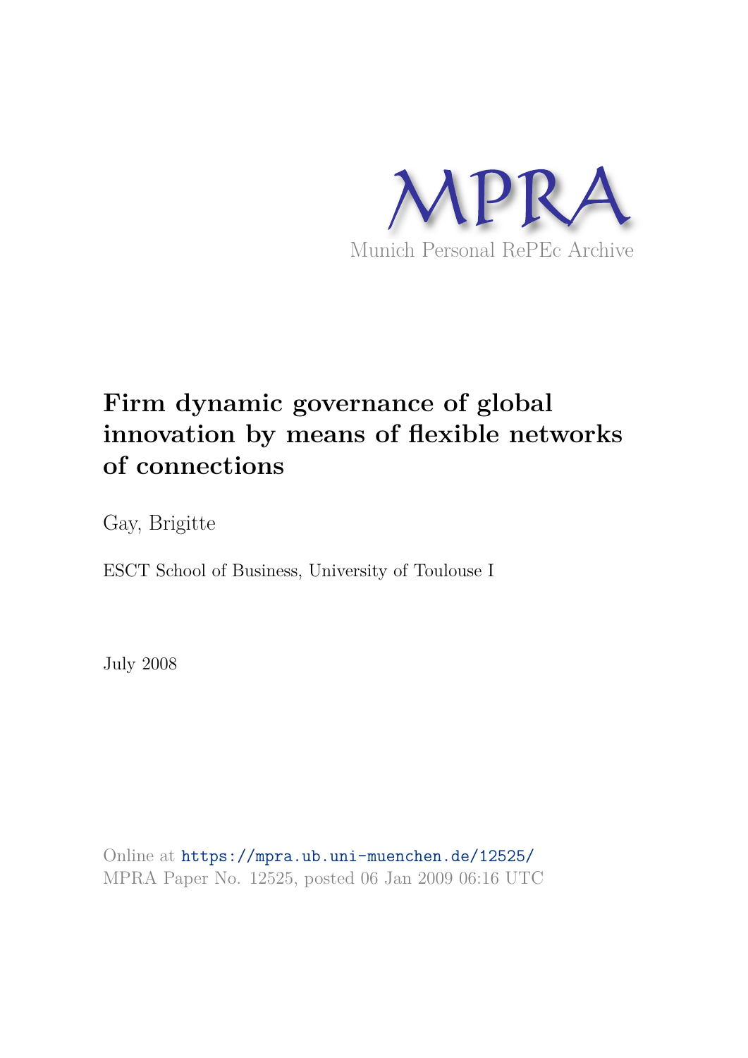MPRA

Munich Personal RePEc Archive

# Firm dynamic governance of global innovation by means of flexible networks of connections

Gay, Brigitte

ESCT School of Business, University of Toulouse I

July 2008

Online at https://mpra.ub.uni-muenchen.de/12525/
MPRA Paper No. 12525, posted 06 Jan 2009 06:16 UTC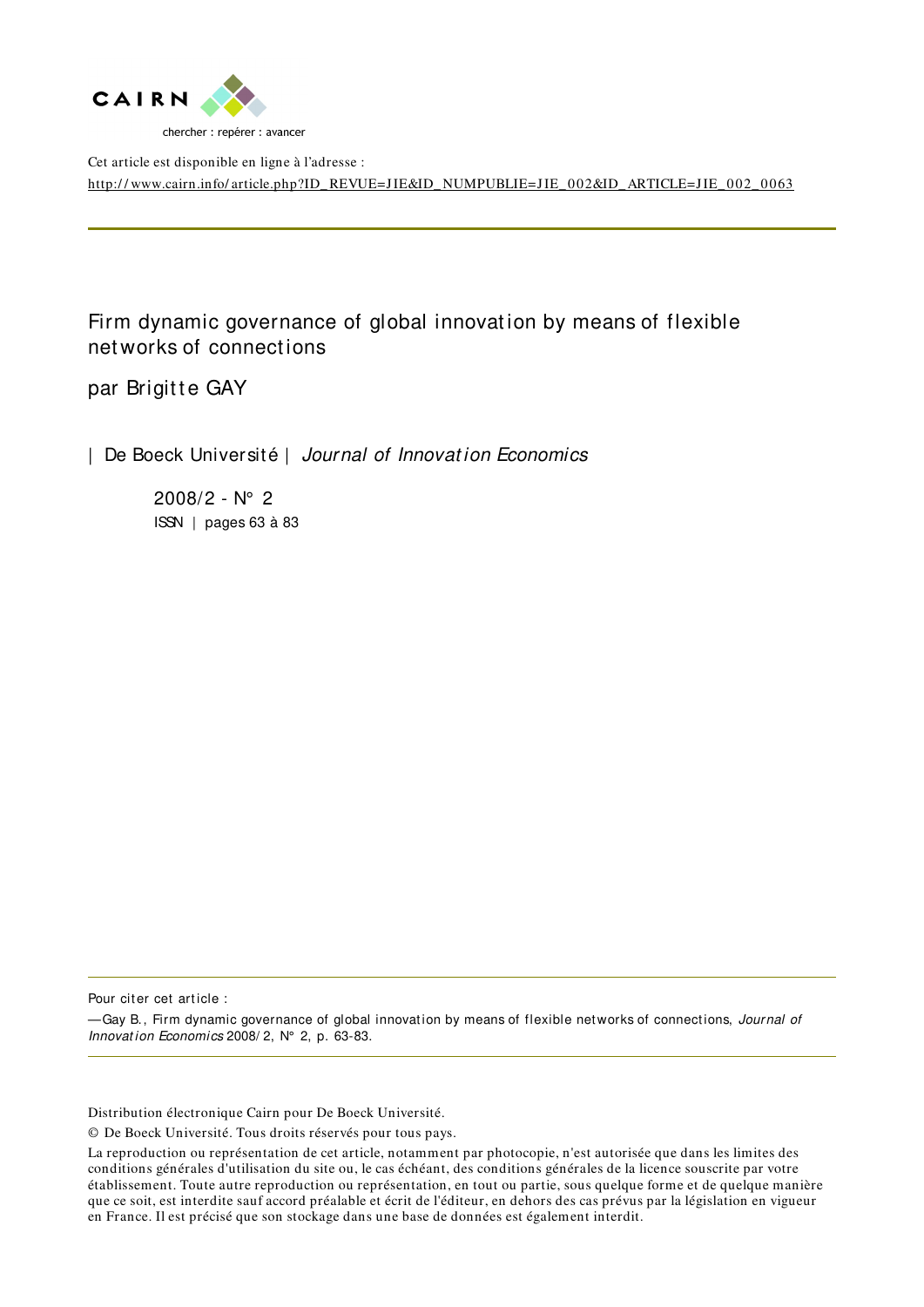Cet article est disponible en ligne à l'adresse :

http://www.cairn.info/article.php?ID_REVUE=JIE&ID_NUMPUBLIE=JIE_002&ID_ARTICLE=JIE_002_0063

---

# Firm dynamic governance of global innovation by means of flexible networks of connections

## par Brigitte GAY

| De Boeck Université | *Journal of Innovation Economics*

2008/2 - N° 2
ISSN | pages 63 à 83

---

Pour citer cet article :

— Gay B., Firm dynamic governance of global innovation by means of flexible networks of connections, *Journal of Innovation Economics* 2008/2, N° 2, p. 63-83.

---

Distribution électronique Cairn pour De Boeck Université.

© De Boeck Université. Tous droits réservés pour tous pays.

La reproduction ou représentation de cet article, notamment par photocopie, n'est autorisée que dans les limites des conditions générales d'utilisation du site ou, le cas échéant, des conditions générales de la licence souscrite par votre établissement. Toute autre reproduction ou représentation, en tout ou partie, sous quelque forme et de quelque manière que ce soit, est interdite sauf accord préalable et écrit de l'éditeur, en dehors des cas prévus par la législation en vigueur en France. Il est précisé que son stockage dans une base de données est également interdit.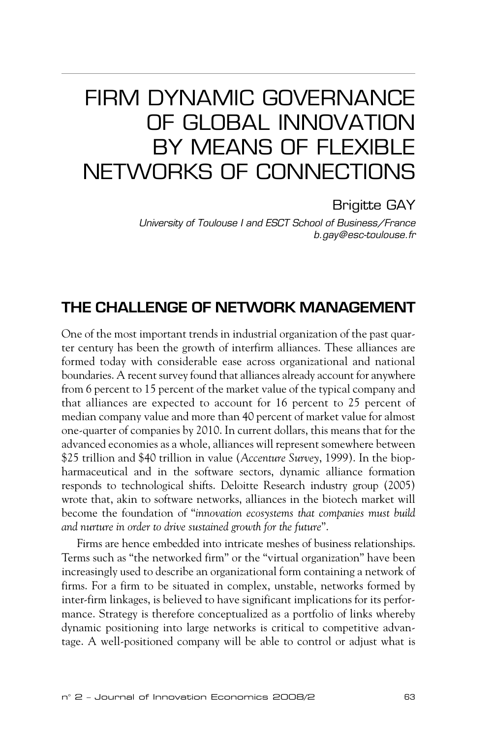# FIRM DYNAMIC GOVERNANCE OF GLOBAL INNOVATION BY MEANS OF FLEXIBLE NETWORKS OF CONNECTIONS

Brigitte GAY

*University of Toulouse I and ESCT School of Business/France*
*b.gay@esc-toulouse.fr*

## THE CHALLENGE OF NETWORK MANAGEMENT

One of the most important trends in industrial organization of the past quarter century has been the growth of interfirm alliances. These alliances are formed today with considerable ease across organizational and national boundaries. A recent survey found that alliances already account for anywhere from 6 percent to 15 percent of the market value of the typical company and that alliances are expected to account for 16 percent to 25 percent of median company value and more than 40 percent of market value for almost one-quarter of companies by 2010. In current dollars, this means that for the advanced economies as a whole, alliances will represent somewhere between $25 trillion and $40 trillion in value (*Accenture Survey*, 1999). In the biopharmaceutical and in the software sectors, dynamic alliance formation responds to technological shifts. Deloitte Research industry group (2005) wrote that, akin to software networks, alliances in the biotech market will become the foundation of "*innovation ecosystems that companies must build and nurture in order to drive sustained growth for the future*".

Firms are hence embedded into intricate meshes of business relationships. Terms such as "the networked firm" or the "virtual organization" have been increasingly used to describe an organizational form containing a network of firms. For a firm to be situated in complex, unstable, networks formed by inter-firm linkages, is believed to have significant implications for its performance. Strategy is therefore conceptualized as a portfolio of links whereby dynamic positioning into large networks is critical to competitive advantage. A well-positioned company will be able to control or adjust what is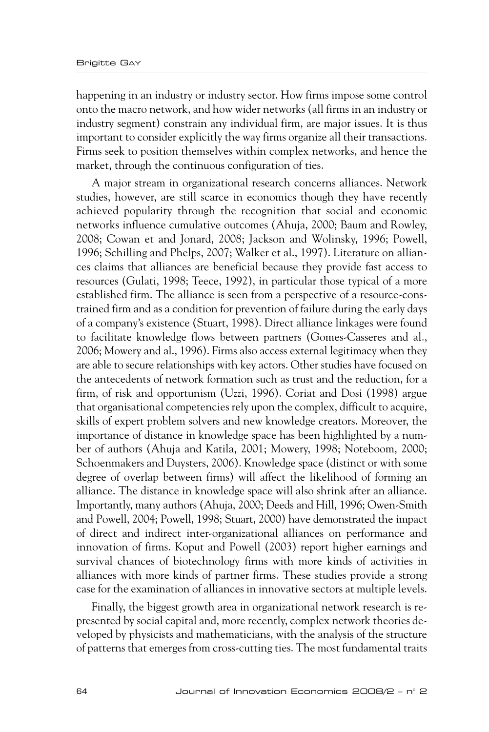happening in an industry or industry sector. How firms impose some control onto the macro network, and how wider networks (all firms in an industry or industry segment) constrain any individual firm, are major issues. It is thus important to consider explicitly the way firms organize all their transactions. Firms seek to position themselves within complex networks, and hence the market, through the continuous configuration of ties.

A major stream in organizational research concerns alliances. Network studies, however, are still scarce in economics though they have recently achieved popularity through the recognition that social and economic networks influence cumulative outcomes (Ahuja, 2000; Baum and Rowley, 2008; Cowan et and Jonard, 2008; Jackson and Wolinsky, 1996; Powell, 1996; Schilling and Phelps, 2007; Walker et al., 1997). Literature on alliances claims that alliances are beneficial because they provide fast access to resources (Gulati, 1998; Teece, 1992), in particular those typical of a more established firm. The alliance is seen from a perspective of a resource-constrained firm and as a condition for prevention of failure during the early days of a company's existence (Stuart, 1998). Direct alliance linkages were found to facilitate knowledge flows between partners (Gomes-Casseres and al., 2006; Mowery and al., 1996). Firms also access external legitimacy when they are able to secure relationships with key actors. Other studies have focused on the antecedents of network formation such as trust and the reduction, for a firm, of risk and opportunism (Uzzi, 1996). Coriat and Dosi (1998) argue that organisational competencies rely upon the complex, difficult to acquire, skills of expert problem solvers and new knowledge creators. Moreover, the importance of distance in knowledge space has been highlighted by a number of authors (Ahuja and Katila, 2001; Mowery, 1998; Noteboom, 2000; Schoenmakers and Duysters, 2006). Knowledge space (distinct or with some degree of overlap between firms) will affect the likelihood of forming an alliance. The distance in knowledge space will also shrink after an alliance. Importantly, many authors (Ahuja, 2000; Deeds and Hill, 1996; Owen-Smith and Powell, 2004; Powell, 1998; Stuart, 2000) have demonstrated the impact of direct and indirect inter-organizational alliances on performance and innovation of firms. Koput and Powell (2003) report higher earnings and survival chances of biotechnology firms with more kinds of activities in alliances with more kinds of partner firms. These studies provide a strong case for the examination of alliances in innovative sectors at multiple levels.

Finally, the biggest growth area in organizational network research is represented by social capital and, more recently, complex network theories developed by physicists and mathematicians, with the analysis of the structure of patterns that emerges from cross-cutting ties. The most fundamental traits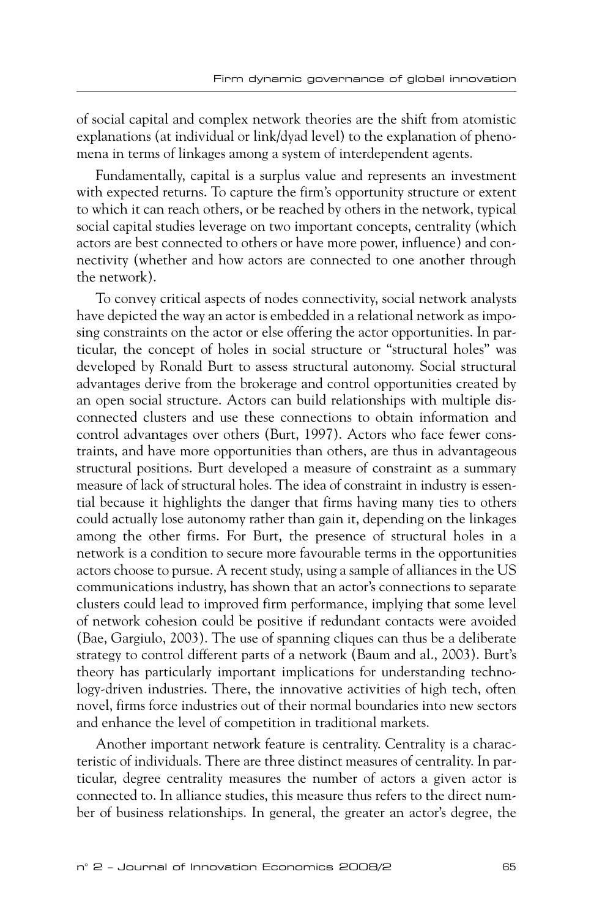of social capital and complex network theories are the shift from atomistic explanations (at individual or link/dyad level) to the explanation of phenomena in terms of linkages among a system of interdependent agents.

Fundamentally, capital is a surplus value and represents an investment with expected returns. To capture the firm's opportunity structure or extent to which it can reach others, or be reached by others in the network, typical social capital studies leverage on two important concepts, centrality (which actors are best connected to others or have more power, influence) and connectivity (whether and how actors are connected to one another through the network).

To convey critical aspects of nodes connectivity, social network analysts have depicted the way an actor is embedded in a relational network as imposing constraints on the actor or else offering the actor opportunities. In particular, the concept of holes in social structure or "structural holes" was developed by Ronald Burt to assess structural autonomy. Social structural advantages derive from the brokerage and control opportunities created by an open social structure. Actors can build relationships with multiple disconnected clusters and use these connections to obtain information and control advantages over others (Burt, 1997). Actors who face fewer constraints, and have more opportunities than others, are thus in advantageous structural positions. Burt developed a measure of constraint as a summary measure of lack of structural holes. The idea of constraint in industry is essential because it highlights the danger that firms having many ties to others could actually lose autonomy rather than gain it, depending on the linkages among the other firms. For Burt, the presence of structural holes in a network is a condition to secure more favourable terms in the opportunities actors choose to pursue. A recent study, using a sample of alliances in the US communications industry, has shown that an actor's connections to separate clusters could lead to improved firm performance, implying that some level of network cohesion could be positive if redundant contacts were avoided (Bae, Gargiulo, 2003). The use of spanning cliques can thus be a deliberate strategy to control different parts of a network (Baum and al., 2003). Burt's theory has particularly important implications for understanding technology-driven industries. There, the innovative activities of high tech, often novel, firms force industries out of their normal boundaries into new sectors and enhance the level of competition in traditional markets.

Another important network feature is centrality. Centrality is a characteristic of individuals. There are three distinct measures of centrality. In particular, degree centrality measures the number of actors a given actor is connected to. In alliance studies, this measure thus refers to the direct number of business relationships. In general, the greater an actor's degree, the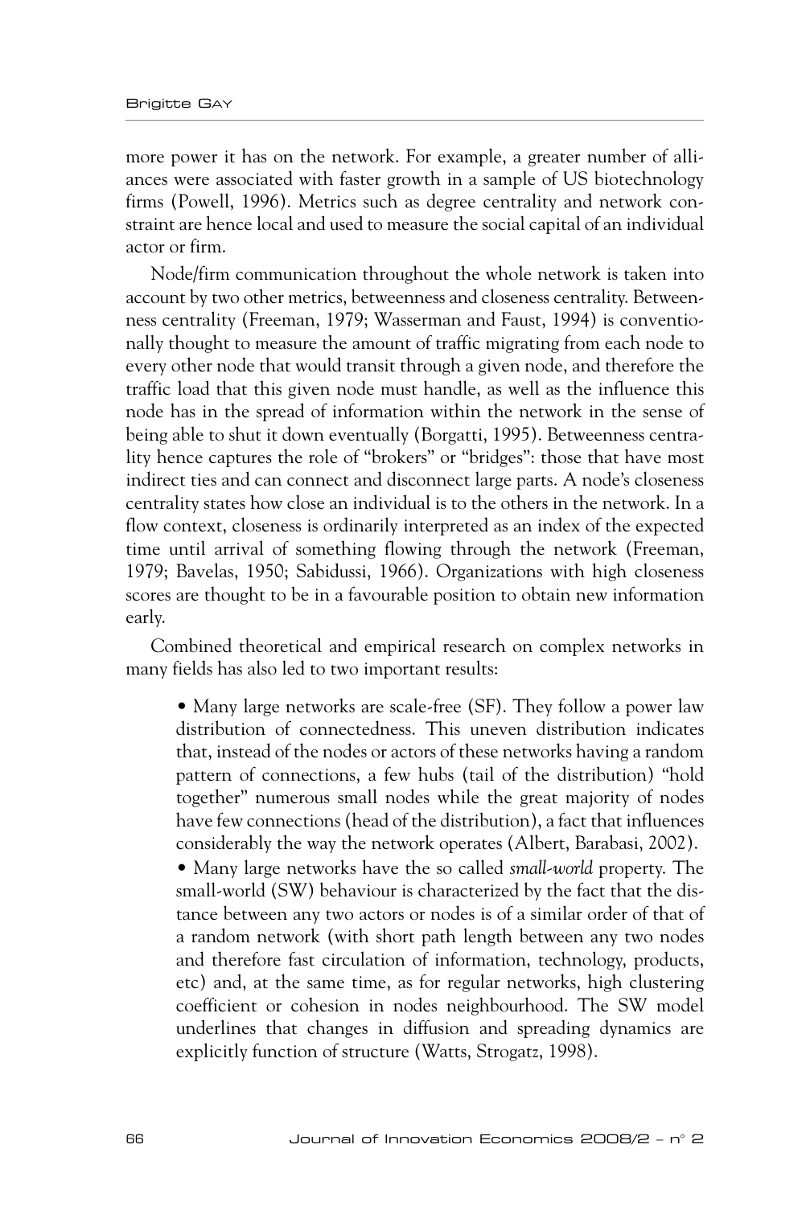more power it has on the network. For example, a greater number of alliances were associated with faster growth in a sample of US biotechnology firms (Powell, 1996). Metrics such as degree centrality and network constraint are hence local and used to measure the social capital of an individual actor or firm.

Node/firm communication throughout the whole network is taken into account by two other metrics, betweenness and closeness centrality. Betweenness centrality (Freeman, 1979; Wasserman and Faust, 1994) is conventionally thought to measure the amount of traffic migrating from each node to every other node that would transit through a given node, and therefore the traffic load that this given node must handle, as well as the influence this node has in the spread of information within the network in the sense of being able to shut it down eventually (Borgatti, 1995). Betweenness centrality hence captures the role of "brokers" or "bridges": those that have most indirect ties and can connect and disconnect large parts. A node's closeness centrality states how close an individual is to the others in the network. In a flow context, closeness is ordinarily interpreted as an index of the expected time until arrival of something flowing through the network (Freeman, 1979; Bavelas, 1950; Sabidussi, 1966). Organizations with high closeness scores are thought to be in a favourable position to obtain new information early.

Combined theoretical and empirical research on complex networks in many fields has also led to two important results:

- Many large networks are scale-free (SF). They follow a power law distribution of connectedness. This uneven distribution indicates that, instead of the nodes or actors of these networks having a random pattern of connections, a few hubs (tail of the distribution) "hold together" numerous small nodes while the great majority of nodes have few connections (head of the distribution), a fact that influences considerably the way the network operates (Albert, Barabasi, 2002).
- Many large networks have the so called *small-world* property. The small-world (SW) behaviour is characterized by the fact that the distance between any two actors or nodes is of a similar order of that of a random network (with short path length between any two nodes and therefore fast circulation of information, technology, products, etc) and, at the same time, as for regular networks, high clustering coefficient or cohesion in nodes neighbourhood. The SW model underlines that changes in diffusion and spreading dynamics are explicitly function of structure (Watts, Strogatz, 1998).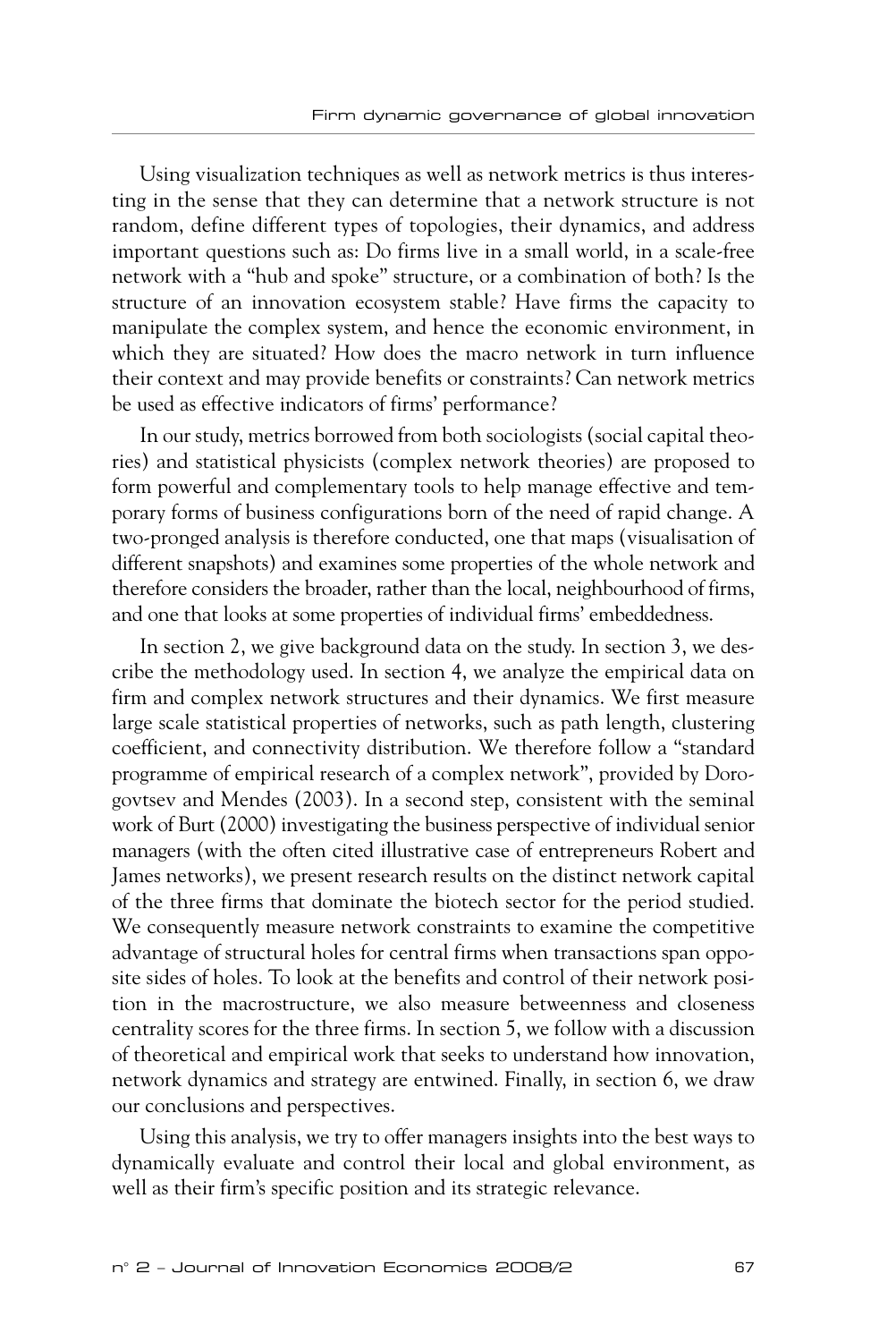Using visualization techniques as well as network metrics is thus interesting in the sense that they can determine that a network structure is not random, define different types of topologies, their dynamics, and address important questions such as: Do firms live in a small world, in a scale-free network with a "hub and spoke" structure, or a combination of both? Is the structure of an innovation ecosystem stable? Have firms the capacity to manipulate the complex system, and hence the economic environment, in which they are situated? How does the macro network in turn influence their context and may provide benefits or constraints? Can network metrics be used as effective indicators of firms' performance?

In our study, metrics borrowed from both sociologists (social capital theories) and statistical physicists (complex network theories) are proposed to form powerful and complementary tools to help manage effective and temporary forms of business configurations born of the need of rapid change. A two-pronged analysis is therefore conducted, one that maps (visualisation of different snapshots) and examines some properties of the whole network and therefore considers the broader, rather than the local, neighbourhood of firms, and one that looks at some properties of individual firms' embeddedness.

In section 2, we give background data on the study. In section 3, we describe the methodology used. In section 4, we analyze the empirical data on firm and complex network structures and their dynamics. We first measure large scale statistical properties of networks, such as path length, clustering coefficient, and connectivity distribution. We therefore follow a "standard programme of empirical research of a complex network", provided by Dorogovtsev and Mendes (2003). In a second step, consistent with the seminal work of Burt (2000) investigating the business perspective of individual senior managers (with the often cited illustrative case of entrepreneurs Robert and James networks), we present research results on the distinct network capital of the three firms that dominate the biotech sector for the period studied. We consequently measure network constraints to examine the competitive advantage of structural holes for central firms when transactions span opposite sides of holes. To look at the benefits and control of their network position in the macrostructure, we also measure betweenness and closeness centrality scores for the three firms. In section 5, we follow with a discussion of theoretical and empirical work that seeks to understand how innovation, network dynamics and strategy are entwined. Finally, in section 6, we draw our conclusions and perspectives.

Using this analysis, we try to offer managers insights into the best ways to dynamically evaluate and control their local and global environment, as well as their firm's specific position and its strategic relevance.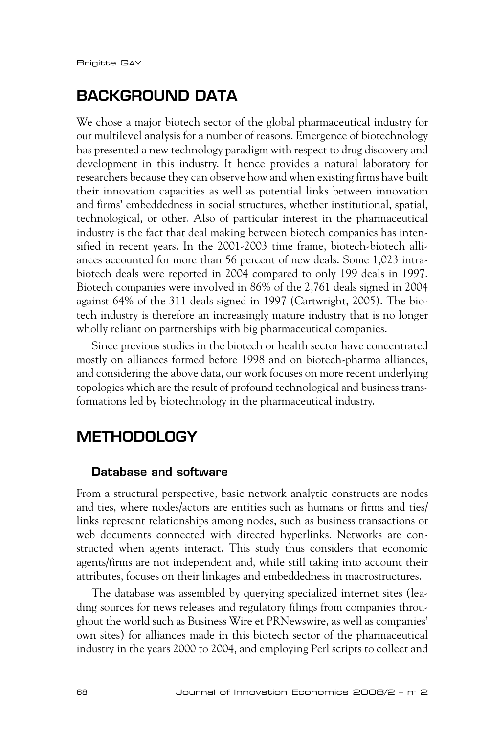## BACKGROUND DATA

We chose a major biotech sector of the global pharmaceutical industry for our multilevel analysis for a number of reasons. Emergence of biotechnology has presented a new technology paradigm with respect to drug discovery and development in this industry. It hence provides a natural laboratory for researchers because they can observe how and when existing firms have built their innovation capacities as well as potential links between innovation and firms' embeddedness in social structures, whether institutional, spatial, technological, or other. Also of particular interest in the pharmaceutical industry is the fact that deal making between biotech companies has intensified in recent years. In the 2001-2003 time frame, biotech-biotech alliances accounted for more than 56 percent of new deals. Some 1,023 intra-biotech deals were reported in 2004 compared to only 199 deals in 1997. Biotech companies were involved in 86% of the 2,761 deals signed in 2004 against 64% of the 311 deals signed in 1997 (Cartwright, 2005). The biotech industry is therefore an increasingly mature industry that is no longer wholly reliant on partnerships with big pharmaceutical companies.

Since previous studies in the biotech or health sector have concentrated mostly on alliances formed before 1998 and on biotech-pharma alliances, and considering the above data, our work focuses on more recent underlying topologies which are the result of profound technological and business transformations led by biotechnology in the pharmaceutical industry.

## METHODOLOGY

### Database and software

From a structural perspective, basic network analytic constructs are nodes and ties, where nodes/actors are entities such as humans or firms and ties/links represent relationships among nodes, such as business transactions or web documents connected with directed hyperlinks. Networks are constructed when agents interact. This study thus considers that economic agents/firms are not independent and, while still taking into account their attributes, focuses on their linkages and embeddedness in macrostructures.

The database was assembled by querying specialized internet sites (leading sources for news releases and regulatory filings from companies throughout the world such as Business Wire et PRNewswire, as well as companies' own sites) for alliances made in this biotech sector of the pharmaceutical industry in the years 2000 to 2004, and employing Perl scripts to collect and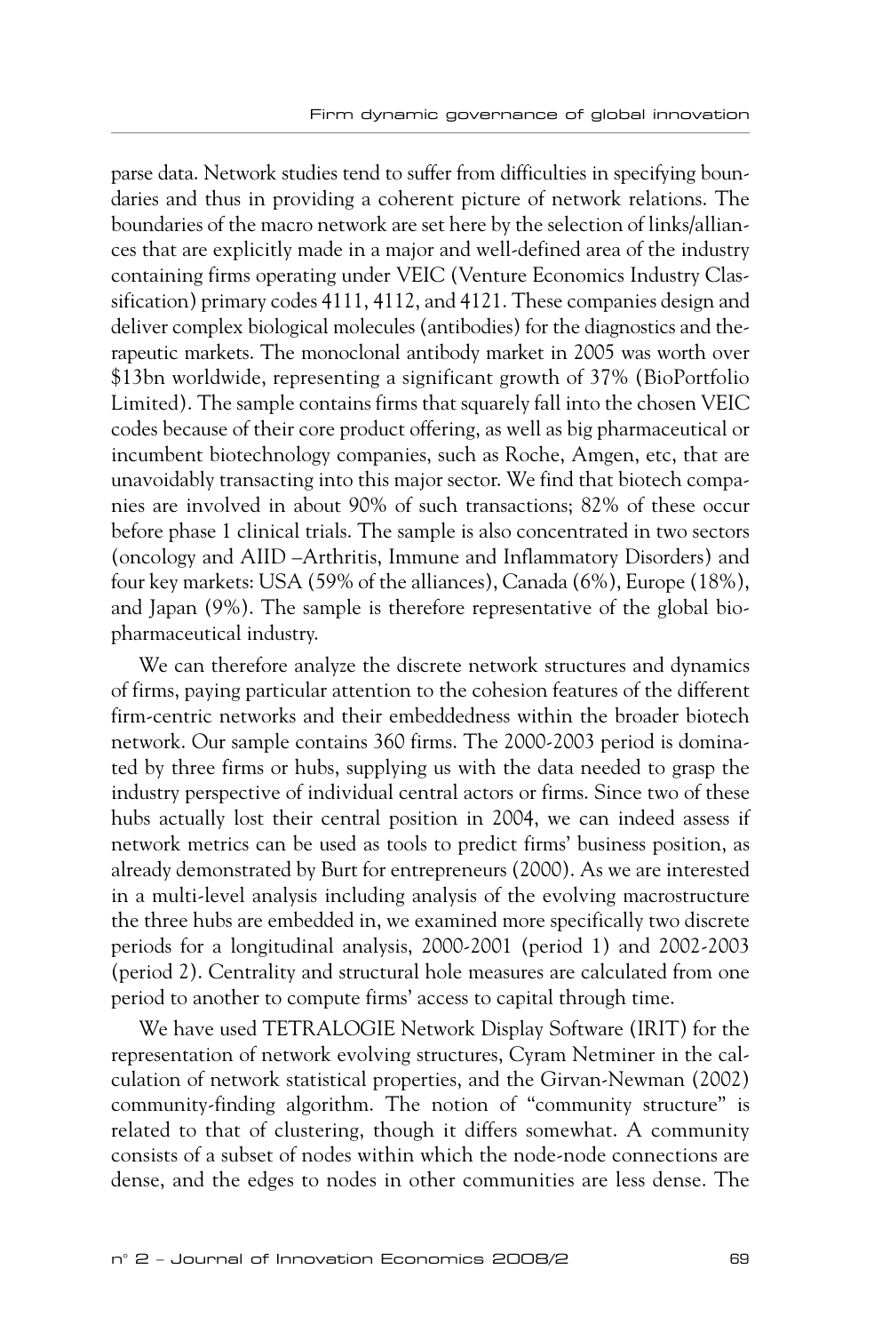parse data. Network studies tend to suffer from difficulties in specifying boundaries and thus in providing a coherent picture of network relations. The boundaries of the macro network are set here by the selection of links/alliances that are explicitly made in a major and well-defined area of the industry containing firms operating under VEIC (Venture Economics Industry Classification) primary codes 4111, 4112, and 4121. These companies design and deliver complex biological molecules (antibodies) for the diagnostics and therapeutic markets. The monoclonal antibody market in 2005 was worth over \$13bn worldwide, representing a significant growth of 37% (BioPortfolio Limited). The sample contains firms that squarely fall into the chosen VEIC codes because of their core product offering, as well as big pharmaceutical or incumbent biotechnology companies, such as Roche, Amgen, etc, that are unavoidably transacting into this major sector. We find that biotech companies are involved in about 90% of such transactions; 82% of these occur before phase 1 clinical trials. The sample is also concentrated in two sectors (oncology and AIID –Arthritis, Immune and Inflammatory Disorders) and four key markets: USA (59% of the alliances), Canada (6%), Europe (18%), and Japan (9%). The sample is therefore representative of the global biopharmaceutical industry.

We can therefore analyze the discrete network structures and dynamics of firms, paying particular attention to the cohesion features of the different firm-centric networks and their embeddedness within the broader biotech network. Our sample contains 360 firms. The 2000-2003 period is dominated by three firms or hubs, supplying us with the data needed to grasp the industry perspective of individual central actors or firms. Since two of these hubs actually lost their central position in 2004, we can indeed assess if network metrics can be used as tools to predict firms' business position, as already demonstrated by Burt for entrepreneurs (2000). As we are interested in a multi-level analysis including analysis of the evolving macrostructure the three hubs are embedded in, we examined more specifically two discrete periods for a longitudinal analysis, 2000-2001 (period 1) and 2002-2003 (period 2). Centrality and structural hole measures are calculated from one period to another to compute firms' access to capital through time.

We have used TETRALOGIE Network Display Software (IRIT) for the representation of network evolving structures, Cyram Netminer in the calculation of network statistical properties, and the Girvan-Newman (2002) community-finding algorithm. The notion of "community structure" is related to that of clustering, though it differs somewhat. A community consists of a subset of nodes within which the node-node connections are dense, and the edges to nodes in other communities are less dense. The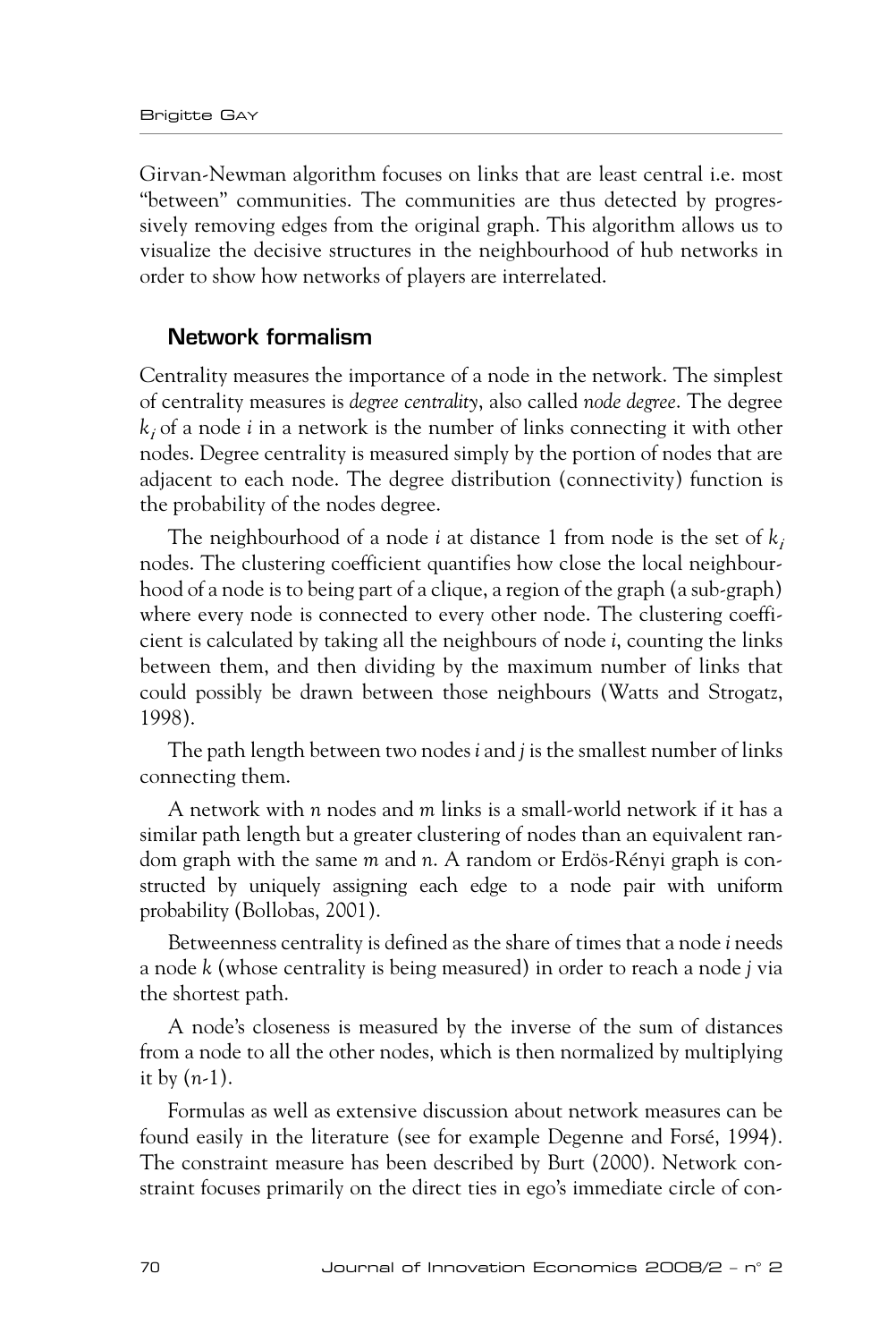Girvan-Newman algorithm focuses on links that are least central i.e. most "between" communities. The communities are thus detected by progressively removing edges from the original graph. This algorithm allows us to visualize the decisive structures in the neighbourhood of hub networks in order to show how networks of players are interrelated.

## Network formalism

Centrality measures the importance of a node in the network. The simplest of centrality measures is *degree centrality*, also called *node degree*. The degree $k_i$ of a node $i$ in a network is the number of links connecting it with other nodes. Degree centrality is measured simply by the portion of nodes that are adjacent to each node. The degree distribution (connectivity) function is the probability of the nodes degree.

The neighbourhood of a node $i$ at distance 1 from node is the set of $k_i$ nodes. The clustering coefficient quantifies how close the local neighbourhood of a node is to being part of a clique, a region of the graph (a sub-graph) where every node is connected to every other node. The clustering coefficient is calculated by taking all the neighbours of node $i$, counting the links between them, and then dividing by the maximum number of links that could possibly be drawn between those neighbours (Watts and Strogatz, 1998).

The path length between two nodes $i$ and $j$ is the smallest number of links connecting them.

A network with $n$ nodes and $m$ links is a small-world network if it has a similar path length but a greater clustering of nodes than an equivalent random graph with the same $m$ and $n$. A random or Erdös-Rényi graph is constructed by uniquely assigning each edge to a node pair with uniform probability (Bollobas, 2001).

Betweenness centrality is defined as the share of times that a node $i$ needs a node $k$ (whose centrality is being measured) in order to reach a node $j$ via the shortest path.

A node's closeness is measured by the inverse of the sum of distances from a node to all the other nodes, which is then normalized by multiplying it by $(n-1)$.

Formulas as well as extensive discussion about network measures can be found easily in the literature (see for example Degenne and Forsé, 1994). The constraint measure has been described by Burt (2000). Network constraint focuses primarily on the direct ties in ego's immediate circle of con-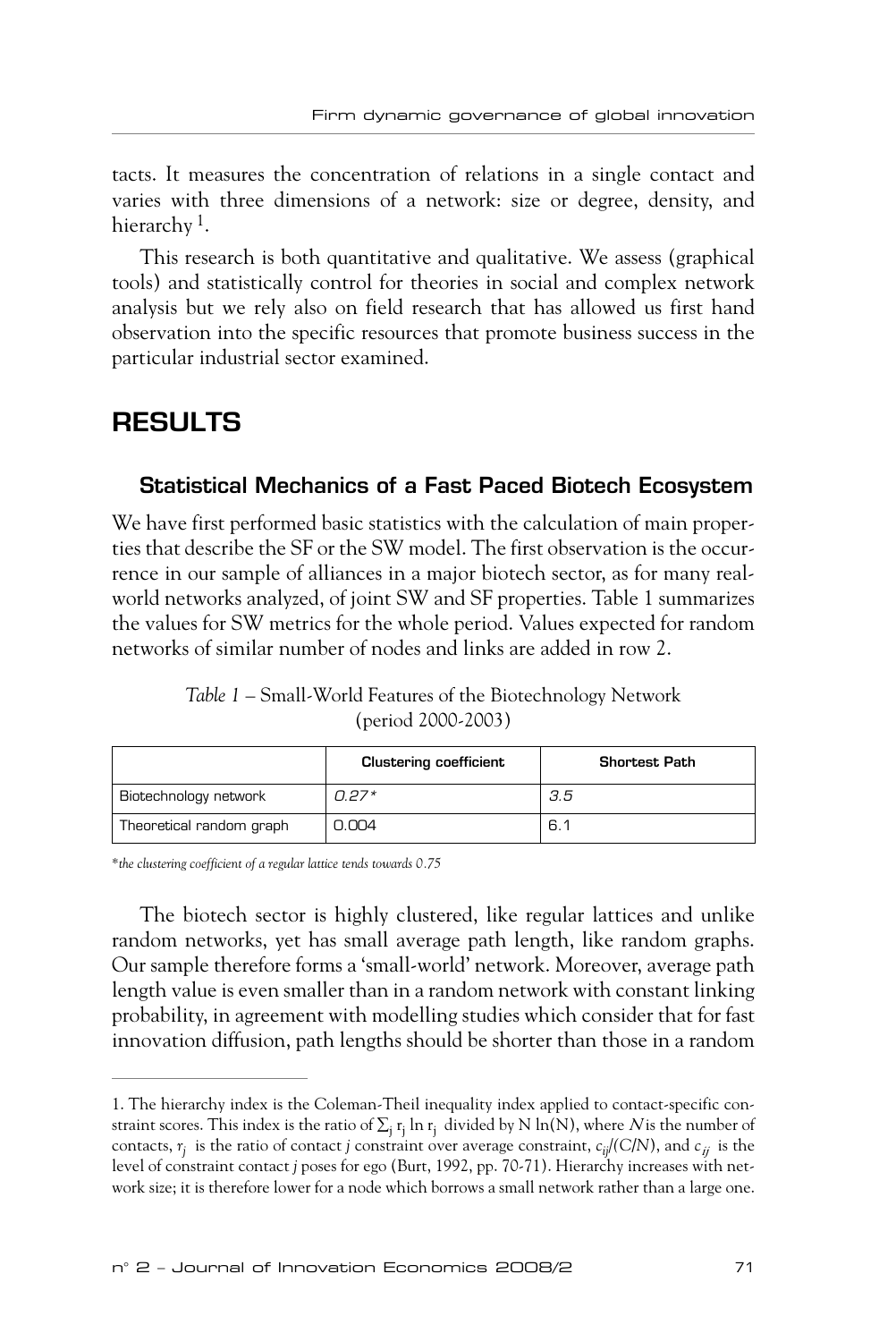tacts. It measures the concentration of relations in a single contact and varies with three dimensions of a network: size or degree, density, and hierarchy [1].

This research is both quantitative and qualitative. We assess (graphical tools) and statistically control for theories in social and complex network analysis but we rely also on field research that has allowed us first hand observation into the specific resources that promote business success in the particular industrial sector examined.

## RESULTS

### Statistical Mechanics of a Fast Paced Biotech Ecosystem

We have first performed basic statistics with the calculation of main properties that describe the SF or the SW model. The first observation is the occurrence in our sample of alliances in a major biotech sector, as for many real-world networks analyzed, of joint SW and SF properties. Table 1 summarizes the values for SW metrics for the whole period. Values expected for random networks of similar number of nodes and links are added in row 2.

*Table 1* – Small-World Features of the Biotechnology Network (period 2000-2003)

| | Clustering coefficient | Shortest Path |
|---|---|---|
| Biotechnology network | *0.27\** | *3.5* |
| Theoretical random graph | 0.004 | 6.1 |

*\*the clustering coefficient of a regular lattice tends towards 0.75*

The biotech sector is highly clustered, like regular lattices and unlike random networks, yet has small average path length, like random graphs. Our sample therefore forms a 'small-world' network. Moreover, average path length value is even smaller than in a random network with constant linking probability, in agreement with modelling studies which consider that for fast innovation diffusion, path lengths should be shorter than those in a random

1. The hierarchy index is the Coleman-Theil inequality index applied to contact-specific constraint scores. This index is the ratio of $\sum_j r_j \ln r_j$ divided by $N \ln(N)$, where $N$ is the number of contacts, $r_j$ is the ratio of contact $j$ constraint over average constraint, $c_{ij}/(C/N)$, and $c_{ij}$ is the level of constraint contact $j$ poses for ego (Burt, 1992, pp. 70-71). Hierarchy increases with network size; it is therefore lower for a node which borrows a small network rather than a large one.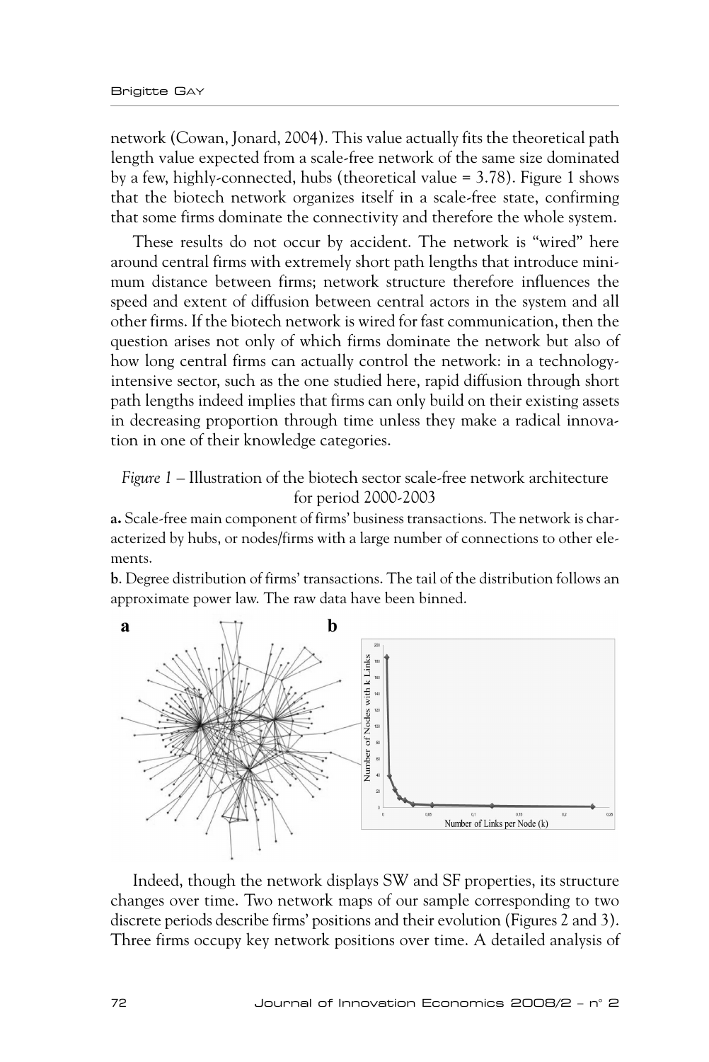network (Cowan, Jonard, 2004). This value actually fits the theoretical path length value expected from a scale-free network of the same size dominated by a few, highly-connected, hubs (theoretical value = 3.78). Figure 1 shows that the biotech network organizes itself in a scale-free state, confirming that some firms dominate the connectivity and therefore the whole system.

These results do not occur by accident. The network is "wired" here around central firms with extremely short path lengths that introduce minimum distance between firms; network structure therefore influences the speed and extent of diffusion between central actors in the system and all other firms. If the biotech network is wired for fast communication, then the question arises not only of which firms dominate the network but also of how long central firms can actually control the network: in a technology-intensive sector, such as the one studied here, rapid diffusion through short path lengths indeed implies that firms can only build on their existing assets in decreasing proportion through time unless they make a radical innovation in one of their knowledge categories.

*Figure 1* – Illustration of the biotech sector scale-free network architecture for period 2000-2003

**a.** Scale-free main component of firms' business transactions. The network is characterized by hubs, or nodes/firms with a large number of connections to other elements.

**b**. Degree distribution of firms' transactions. The tail of the distribution follows an approximate power law. The raw data have been binned.

Indeed, though the network displays SW and SF properties, its structure changes over time. Two network maps of our sample corresponding to two discrete periods describe firms' positions and their evolution (Figures 2 and 3). Three firms occupy key network positions over time. A detailed analysis of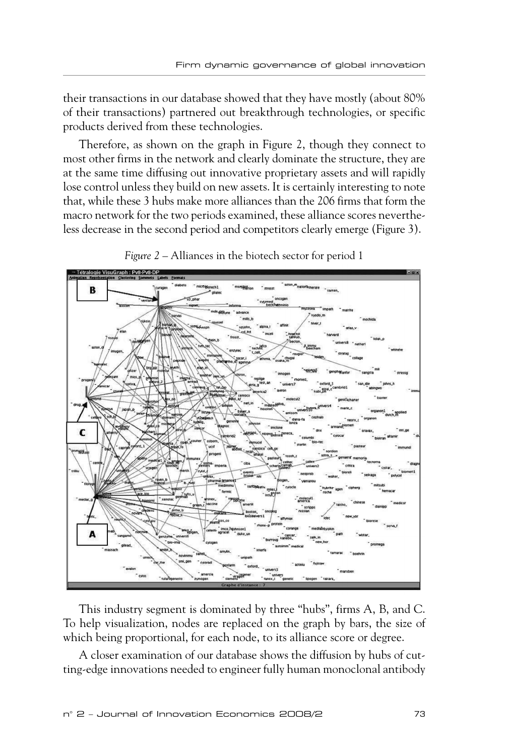their transactions in our database showed that they have mostly (about 80% of their transactions) partnered out breakthrough technologies, or specific products derived from these technologies.

Therefore, as shown on the graph in Figure 2, though they connect to most other firms in the network and clearly dominate the structure, they are at the same time diffusing out innovative proprietary assets and will rapidly lose control unless they build on new assets. It is certainly interesting to note that, while these 3 hubs make more alliances than the 206 firms that form the macro network for the two periods examined, these alliance scores nevertheless decrease in the second period and competitors clearly emerge (Figure 3).

*Figure 2* – Alliances in the biotech sector for period 1

This industry segment is dominated by three "hubs", firms A, B, and C. To help visualization, nodes are replaced on the graph by bars, the size of which being proportional, for each node, to its alliance score or degree.

A closer examination of our database shows the diffusion by hubs of cutting-edge innovations needed to engineer fully human monoclonal antibody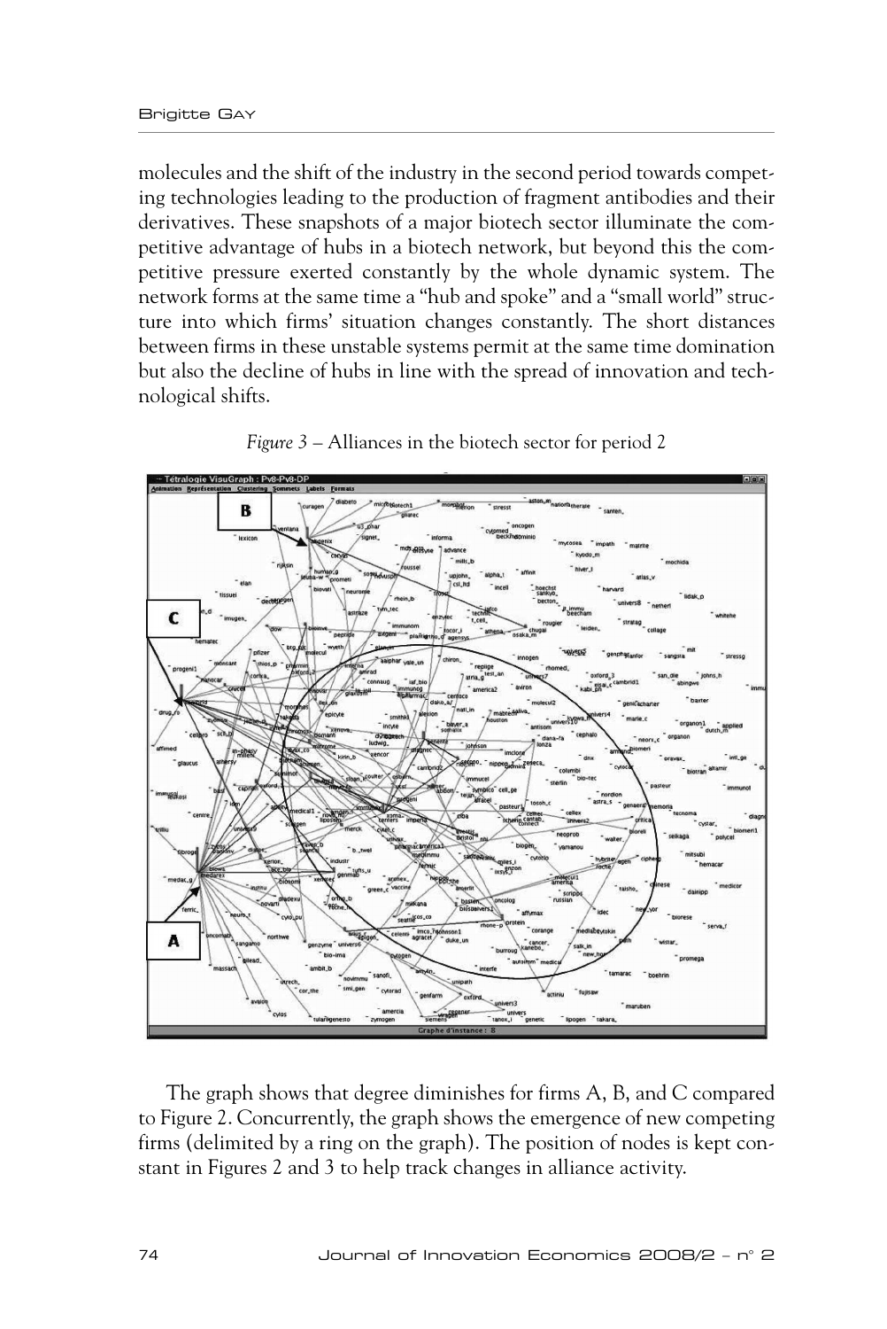molecules and the shift of the industry in the second period towards competing technologies leading to the production of fragment antibodies and their derivatives. These snapshots of a major biotech sector illuminate the competitive advantage of hubs in a biotech network, but beyond this the competitive pressure exerted constantly by the whole dynamic system. The network forms at the same time a "hub and spoke" and a "small world" structure into which firms' situation changes constantly. The short distances between firms in these unstable systems permit at the same time domination but also the decline of hubs in line with the spread of innovation and technological shifts.

*Figure 3* – Alliances in the biotech sector for period 2

The graph shows that degree diminishes for firms A, B, and C compared to Figure 2. Concurrently, the graph shows the emergence of new competing firms (delimited by a ring on the graph). The position of nodes is kept constant in Figures 2 and 3 to help track changes in alliance activity.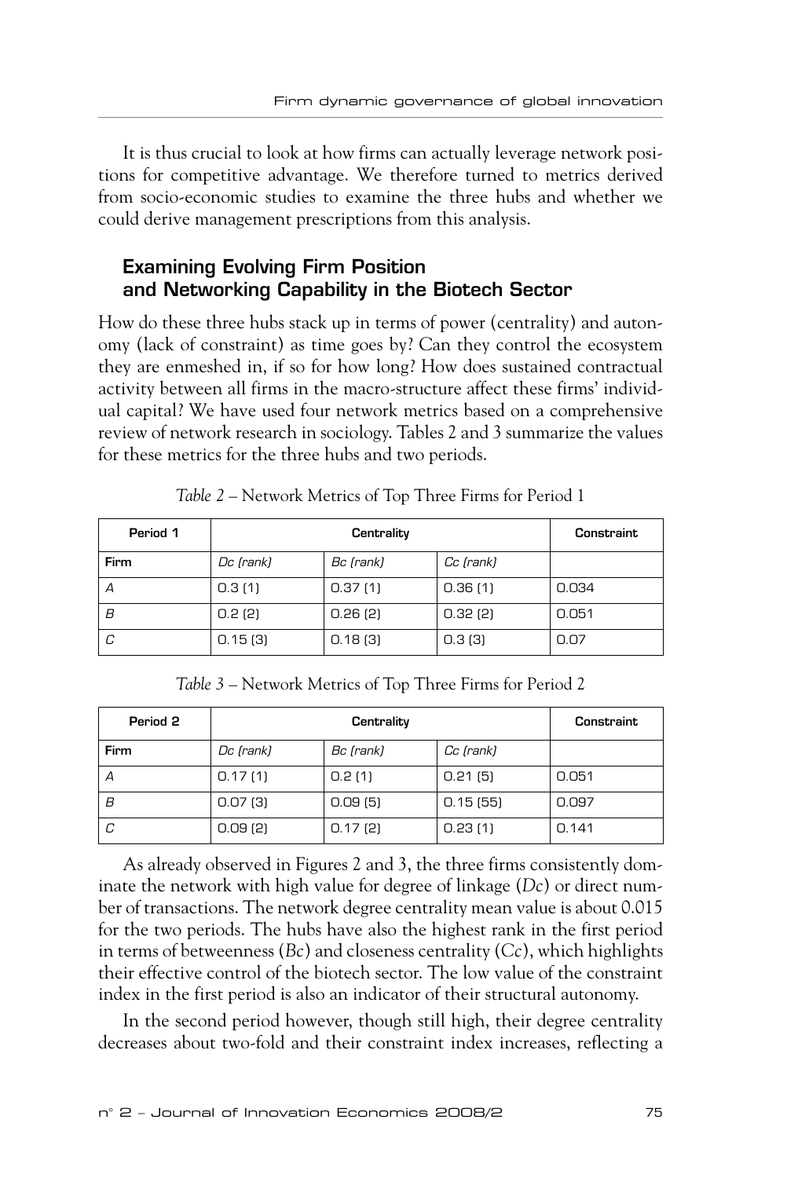It is thus crucial to look at how firms can actually leverage network positions for competitive advantage. We therefore turned to metrics derived from socio-economic studies to examine the three hubs and whether we could derive management prescriptions from this analysis.

## Examining Evolving Firm Position and Networking Capability in the Biotech Sector

How do these three hubs stack up in terms of power (centrality) and autonomy (lack of constraint) as time goes by? Can they control the ecosystem they are enmeshed in, if so for how long? How does sustained contractual activity between all firms in the macro-structure affect these firms' individual capital? We have used four network metrics based on a comprehensive review of network research in sociology. Tables 2 and 3 summarize the values for these metrics for the three hubs and two periods.

*Table 2* – Network Metrics of Top Three Firms for Period 1

| **Period 1** | **Centrality** | | | **Constraint** |
|---|---|---|---|---|
| **Firm** | *Dc (rank)* | *Bc (rank)* | *Cc (rank)* | |
| *A* | 0.3 (1) | 0.37 (1) | 0.36 (1) | 0.034 |
| *B* | 0.2 (2) | 0.26 (2) | 0.32 (2) | 0.051 |
| *C* | 0.15 (3) | 0.18 (3) | 0.3 (3) | 0.07 |

*Table 3* – Network Metrics of Top Three Firms for Period 2

| **Period 2** | **Centrality** | | | **Constraint** |
|---|---|---|---|---|
| **Firm** | *Dc (rank)* | *Bc (rank)* | *Cc (rank)* | |
| *A* | 0.17 (1) | 0.2 (1) | 0.21 (5) | 0.051 |
| *B* | 0.07 (3) | 0.09 (5) | 0.15 (55) | 0.097 |
| *C* | 0.09 (2) | 0.17 (2) | 0.23 (1) | 0.141 |

As already observed in Figures 2 and 3, the three firms consistently dominate the network with high value for degree of linkage (*Dc*) or direct number of transactions. The network degree centrality mean value is about 0.015 for the two periods. The hubs have also the highest rank in the first period in terms of betweenness (*Bc*) and closeness centrality (*Cc*), which highlights their effective control of the biotech sector. The low value of the constraint index in the first period is also an indicator of their structural autonomy.

In the second period however, though still high, their degree centrality decreases about two-fold and their constraint index increases, reflecting a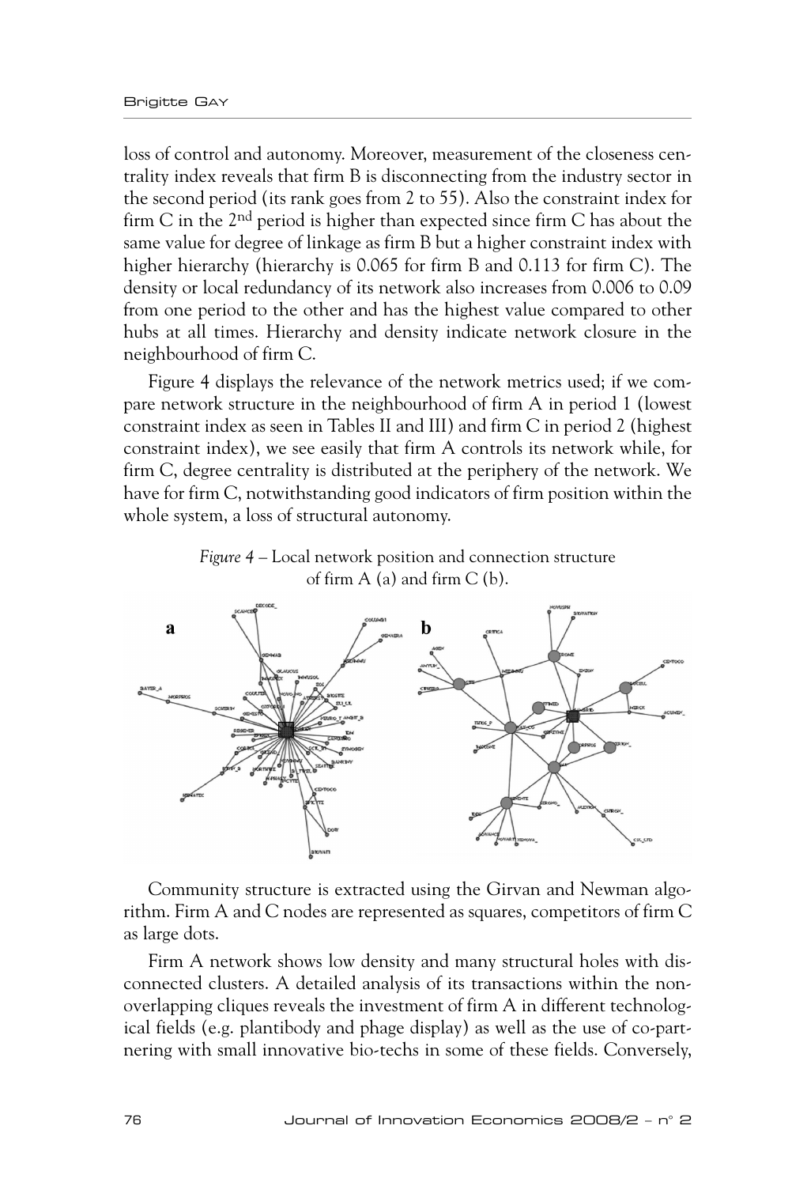loss of control and autonomy. Moreover, measurement of the closeness centrality index reveals that firm B is disconnecting from the industry sector in the second period (its rank goes from 2 to 55). Also the constraint index for firm C in the 2nd period is higher than expected since firm C has about the same value for degree of linkage as firm B but a higher constraint index with higher hierarchy (hierarchy is 0.065 for firm B and 0.113 for firm C). The density or local redundancy of its network also increases from 0.006 to 0.09 from one period to the other and has the highest value compared to other hubs at all times. Hierarchy and density indicate network closure in the neighbourhood of firm C.

Figure 4 displays the relevance of the network metrics used; if we compare network structure in the neighbourhood of firm A in period 1 (lowest constraint index as seen in Tables II and III) and firm C in period 2 (highest constraint index), we see easily that firm A controls its network while, for firm C, degree centrality is distributed at the periphery of the network. We have for firm C, notwithstanding good indicators of firm position within the whole system, a loss of structural autonomy.

*Figure 4* – Local network position and connection structure of firm A (a) and firm C (b).

Community structure is extracted using the Girvan and Newman algorithm. Firm A and C nodes are represented as squares, competitors of firm C as large dots.

Firm A network shows low density and many structural holes with disconnected clusters. A detailed analysis of its transactions within the non-overlapping cliques reveals the investment of firm A in different technological fields (e.g. plantibody and phage display) as well as the use of co-partnering with small innovative bio-techs in some of these fields. Conversely,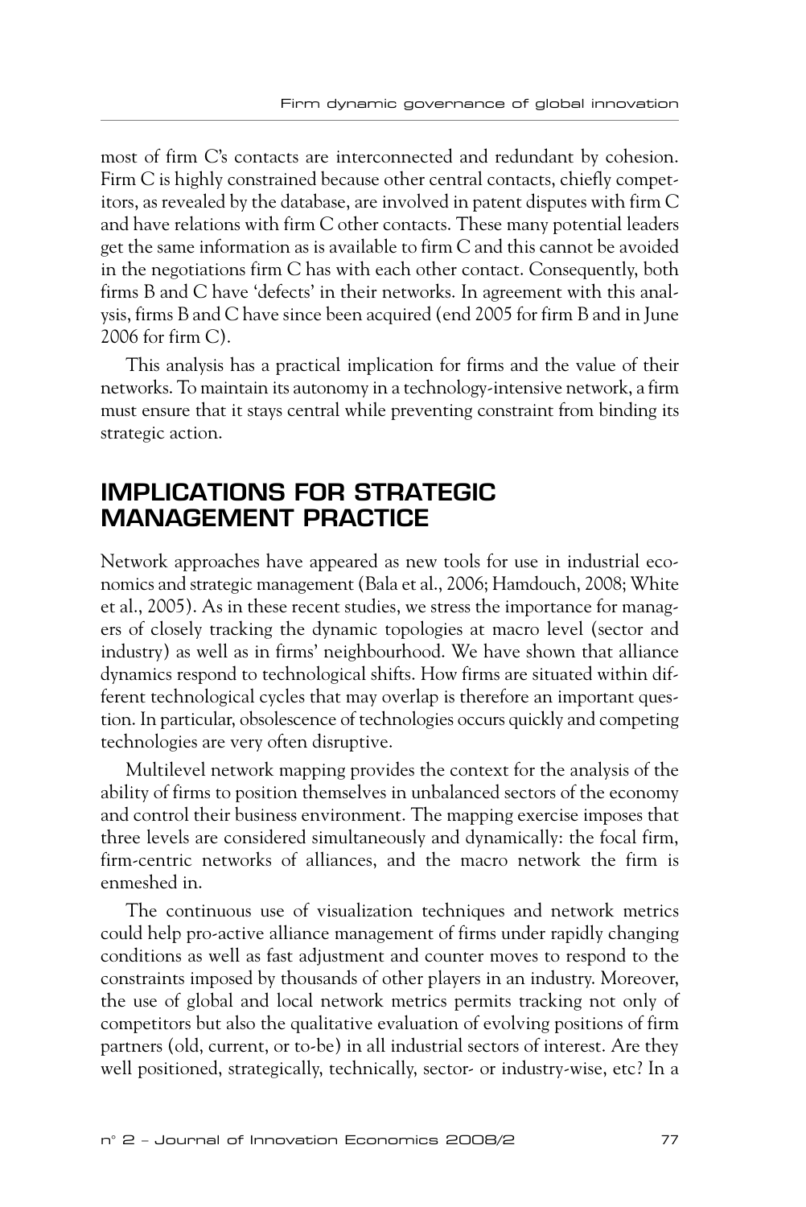most of firm C's contacts are interconnected and redundant by cohesion. Firm C is highly constrained because other central contacts, chiefly competitors, as revealed by the database, are involved in patent disputes with firm C and have relations with firm C other contacts. These many potential leaders get the same information as is available to firm C and this cannot be avoided in the negotiations firm C has with each other contact. Consequently, both firms B and C have 'defects' in their networks. In agreement with this analysis, firms B and C have since been acquired (end 2005 for firm B and in June 2006 for firm C).

This analysis has a practical implication for firms and the value of their networks. To maintain its autonomy in a technology-intensive network, a firm must ensure that it stays central while preventing constraint from binding its strategic action.

## IMPLICATIONS FOR STRATEGIC MANAGEMENT PRACTICE

Network approaches have appeared as new tools for use in industrial economics and strategic management (Bala et al., 2006; Hamdouch, 2008; White et al., 2005). As in these recent studies, we stress the importance for managers of closely tracking the dynamic topologies at macro level (sector and industry) as well as in firms' neighbourhood. We have shown that alliance dynamics respond to technological shifts. How firms are situated within different technological cycles that may overlap is therefore an important question. In particular, obsolescence of technologies occurs quickly and competing technologies are very often disruptive.

Multilevel network mapping provides the context for the analysis of the ability of firms to position themselves in unbalanced sectors of the economy and control their business environment. The mapping exercise imposes that three levels are considered simultaneously and dynamically: the focal firm, firm-centric networks of alliances, and the macro network the firm is enmeshed in.

The continuous use of visualization techniques and network metrics could help pro-active alliance management of firms under rapidly changing conditions as well as fast adjustment and counter moves to respond to the constraints imposed by thousands of other players in an industry. Moreover, the use of global and local network metrics permits tracking not only of competitors but also the qualitative evaluation of evolving positions of firm partners (old, current, or to-be) in all industrial sectors of interest. Are they well positioned, strategically, technically, sector- or industry-wise, etc? In a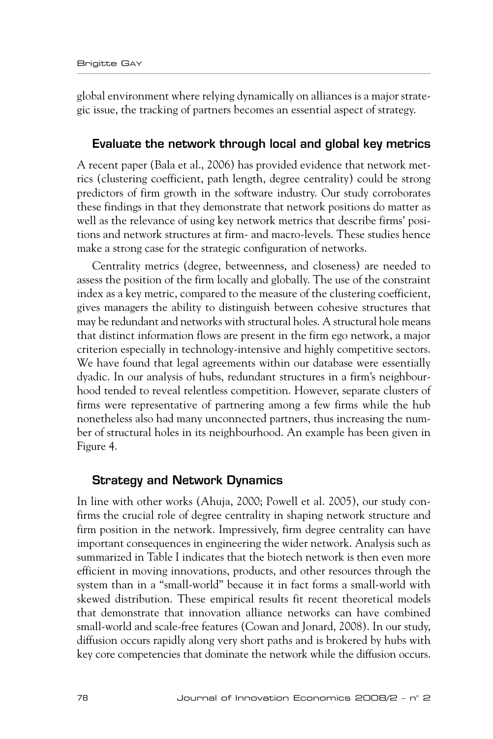global environment where relying dynamically on alliances is a major strategic issue, the tracking of partners becomes an essential aspect of strategy.

## Evaluate the network through local and global key metrics

A recent paper (Bala et al., 2006) has provided evidence that network metrics (clustering coefficient, path length, degree centrality) could be strong predictors of firm growth in the software industry. Our study corroborates these findings in that they demonstrate that network positions do matter as well as the relevance of using key network metrics that describe firms' positions and network structures at firm- and macro-levels. These studies hence make a strong case for the strategic configuration of networks.

Centrality metrics (degree, betweenness, and closeness) are needed to assess the position of the firm locally and globally. The use of the constraint index as a key metric, compared to the measure of the clustering coefficient, gives managers the ability to distinguish between cohesive structures that may be redundant and networks with structural holes. A structural hole means that distinct information flows are present in the firm ego network, a major criterion especially in technology-intensive and highly competitive sectors. We have found that legal agreements within our database were essentially dyadic. In our analysis of hubs, redundant structures in a firm's neighbourhood tended to reveal relentless competition. However, separate clusters of firms were representative of partnering among a few firms while the hub nonetheless also had many unconnected partners, thus increasing the number of structural holes in its neighbourhood. An example has been given in Figure 4.

## Strategy and Network Dynamics

In line with other works (Ahuja, 2000; Powell et al. 2005), our study confirms the crucial role of degree centrality in shaping network structure and firm position in the network. Impressively, firm degree centrality can have important consequences in engineering the wider network. Analysis such as summarized in Table I indicates that the biotech network is then even more efficient in moving innovations, products, and other resources through the system than in a "small-world" because it in fact forms a small-world with skewed distribution. These empirical results fit recent theoretical models that demonstrate that innovation alliance networks can have combined small-world and scale-free features (Cowan and Jonard, 2008). In our study, diffusion occurs rapidly along very short paths and is brokered by hubs with key core competencies that dominate the network while the diffusion occurs.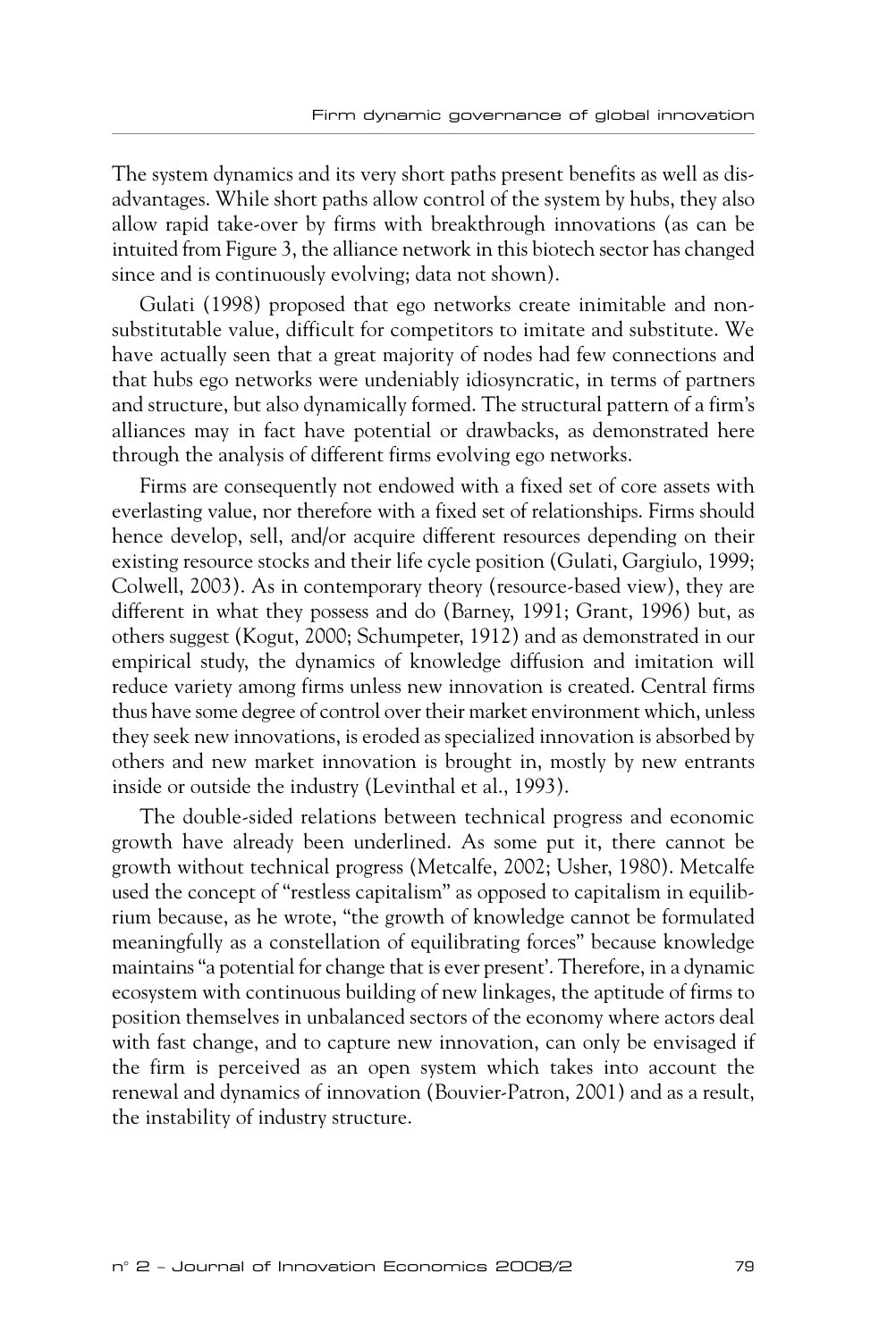The system dynamics and its very short paths present benefits as well as disadvantages. While short paths allow control of the system by hubs, they also allow rapid take-over by firms with breakthrough innovations (as can be intuited from Figure 3, the alliance network in this biotech sector has changed since and is continuously evolving; data not shown).

Gulati (1998) proposed that ego networks create inimitable and non-substitutable value, difficult for competitors to imitate and substitute. We have actually seen that a great majority of nodes had few connections and that hubs ego networks were undeniably idiosyncratic, in terms of partners and structure, but also dynamically formed. The structural pattern of a firm's alliances may in fact have potential or drawbacks, as demonstrated here through the analysis of different firms evolving ego networks.

Firms are consequently not endowed with a fixed set of core assets with everlasting value, nor therefore with a fixed set of relationships. Firms should hence develop, sell, and/or acquire different resources depending on their existing resource stocks and their life cycle position (Gulati, Gargiulo, 1999; Colwell, 2003). As in contemporary theory (resource-based view), they are different in what they possess and do (Barney, 1991; Grant, 1996) but, as others suggest (Kogut, 2000; Schumpeter, 1912) and as demonstrated in our empirical study, the dynamics of knowledge diffusion and imitation will reduce variety among firms unless new innovation is created. Central firms thus have some degree of control over their market environment which, unless they seek new innovations, is eroded as specialized innovation is absorbed by others and new market innovation is brought in, mostly by new entrants inside or outside the industry (Levinthal et al., 1993).

The double-sided relations between technical progress and economic growth have already been underlined. As some put it, there cannot be growth without technical progress (Metcalfe, 2002; Usher, 1980). Metcalfe used the concept of "restless capitalism" as opposed to capitalism in equilibrium because, as he wrote, "the growth of knowledge cannot be formulated meaningfully as a constellation of equilibrating forces" because knowledge maintains "a potential for change that is ever present'. Therefore, in a dynamic ecosystem with continuous building of new linkages, the aptitude of firms to position themselves in unbalanced sectors of the economy where actors deal with fast change, and to capture new innovation, can only be envisaged if the firm is perceived as an open system which takes into account the renewal and dynamics of innovation (Bouvier-Patron, 2001) and as a result, the instability of industry structure.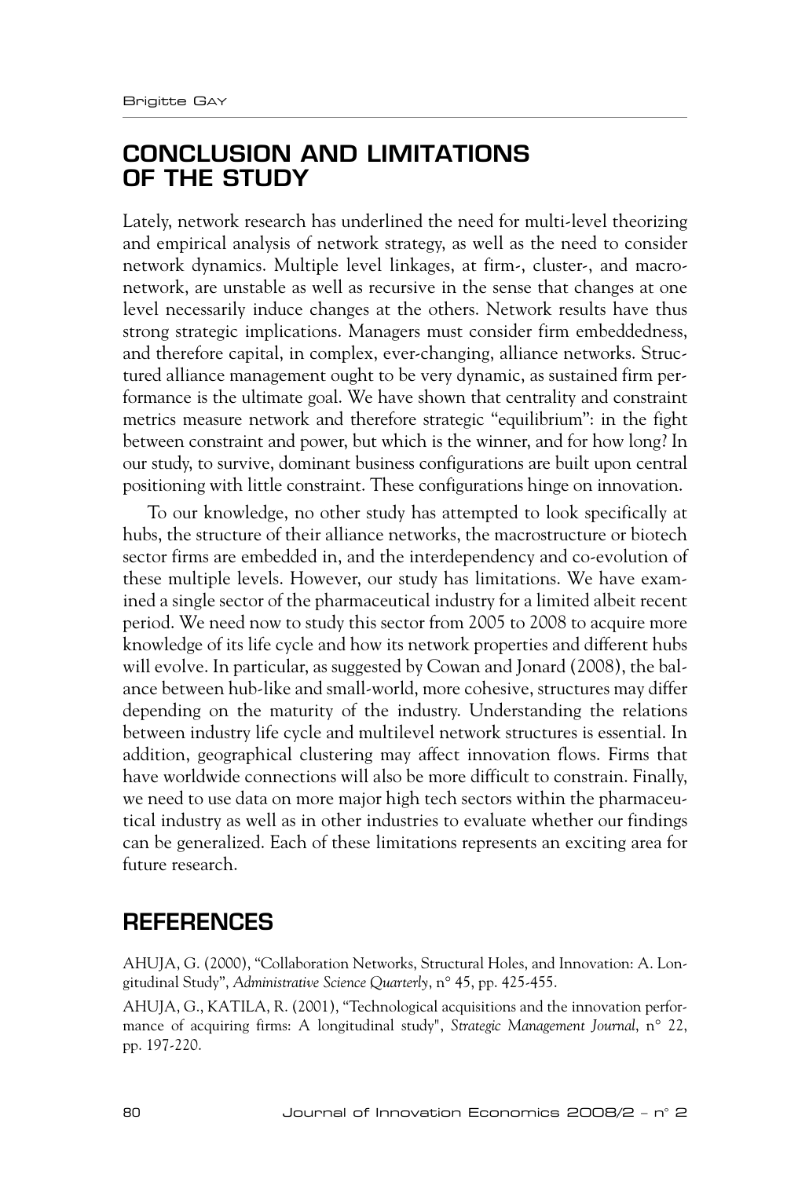## CONCLUSION AND LIMITATIONS OF THE STUDY

Lately, network research has underlined the need for multi-level theorizing and empirical analysis of network strategy, as well as the need to consider network dynamics. Multiple level linkages, at firm-, cluster-, and macro-network, are unstable as well as recursive in the sense that changes at one level necessarily induce changes at the others. Network results have thus strong strategic implications. Managers must consider firm embeddedness, and therefore capital, in complex, ever-changing, alliance networks. Structured alliance management ought to be very dynamic, as sustained firm performance is the ultimate goal. We have shown that centrality and constraint metrics measure network and therefore strategic "equilibrium": in the fight between constraint and power, but which is the winner, and for how long? In our study, to survive, dominant business configurations are built upon central positioning with little constraint. These configurations hinge on innovation.

To our knowledge, no other study has attempted to look specifically at hubs, the structure of their alliance networks, the macrostructure or biotech sector firms are embedded in, and the interdependency and co-evolution of these multiple levels. However, our study has limitations. We have examined a single sector of the pharmaceutical industry for a limited albeit recent period. We need now to study this sector from 2005 to 2008 to acquire more knowledge of its life cycle and how its network properties and different hubs will evolve. In particular, as suggested by Cowan and Jonard (2008), the balance between hub-like and small-world, more cohesive, structures may differ depending on the maturity of the industry. Understanding the relations between industry life cycle and multilevel network structures is essential. In addition, geographical clustering may affect innovation flows. Firms that have worldwide connections will also be more difficult to constrain. Finally, we need to use data on more major high tech sectors within the pharmaceutical industry as well as in other industries to evaluate whether our findings can be generalized. Each of these limitations represents an exciting area for future research.

## REFERENCES

AHUJA, G. (2000), "Collaboration Networks, Structural Holes, and Innovation: A. Longitudinal Study", *Administrative Science Quarterly*, n° 45, pp. 425-455.

AHUJA, G., KATILA, R. (2001), "Technological acquisitions and the innovation performance of acquiring firms: A longitudinal study", *Strategic Management Journal*, n° 22, pp. 197-220.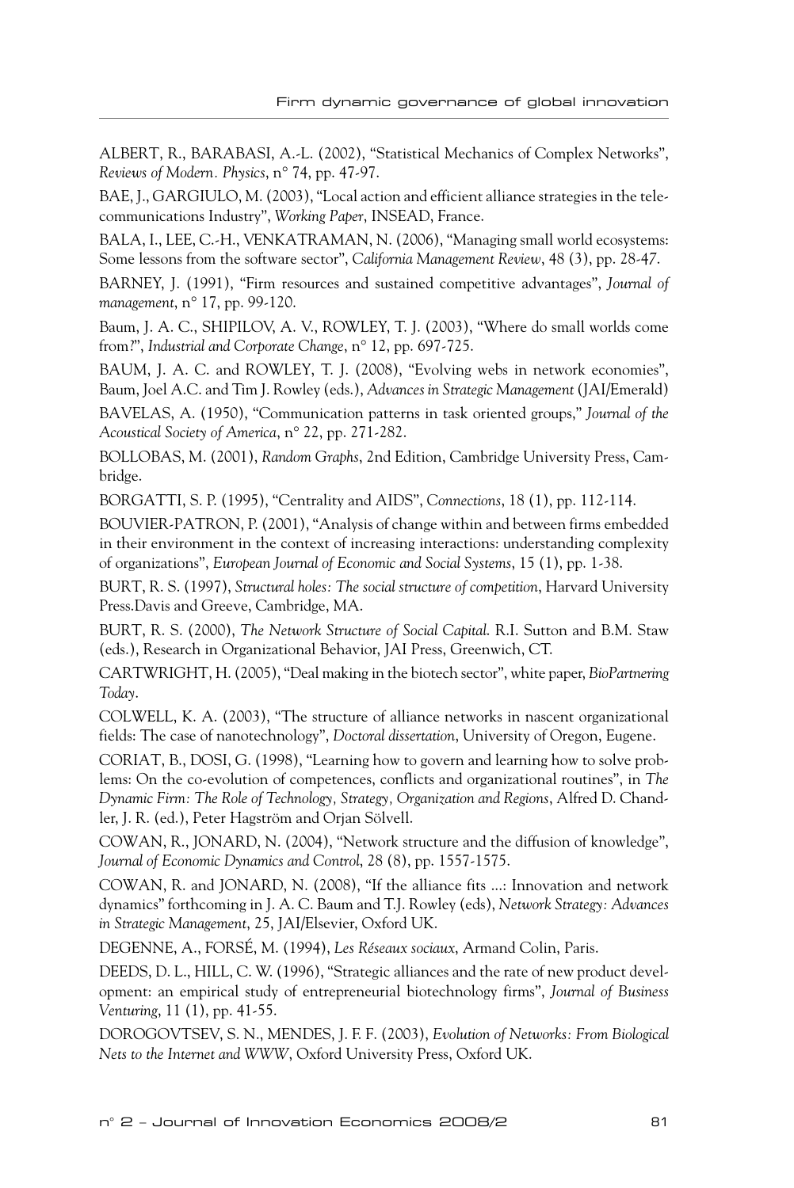ALBERT, R., BARABASI, A.-L. (2002), "Statistical Mechanics of Complex Networks", *Reviews of Modern. Physics*, n° 74, pp. 47-97.

BAE, J., GARGIULO, M. (2003), "Local action and efficient alliance strategies in the telecommunications Industry", *Working Paper*, INSEAD, France.

BALA, I., LEE, C.-H., VENKATRAMAN, N. (2006), "Managing small world ecosystems: Some lessons from the software sector", *California Management Review*, 48 (3), pp. 28-47.

BARNEY, J. (1991), "Firm resources and sustained competitive advantages", *Journal of management*, n° 17, pp. 99-120.

Baum, J. A. C., SHIPILOV, A. V., ROWLEY, T. J. (2003), "Where do small worlds come from?", *Industrial and Corporate Change*, n° 12, pp. 697-725.

BAUM, J. A. C. and ROWLEY, T. J. (2008), "Evolving webs in network economies", Baum, Joel A.C. and Tim J. Rowley (eds.), *Advances in Strategic Management* (JAI/Emerald)

BAVELAS, A. (1950), "Communication patterns in task oriented groups," *Journal of the Acoustical Society of America*, n° 22, pp. 271-282.

BOLLOBAS, M. (2001), *Random Graphs*, 2nd Edition, Cambridge University Press, Cambridge.

BORGATTI, S. P. (1995), "Centrality and AIDS", *Connections*, 18 (1), pp. 112-114.

BOUVIER-PATRON, P. (2001), "Analysis of change within and between firms embedded in their environment in the context of increasing interactions: understanding complexity of organizations", *European Journal of Economic and Social Systems*, 15 (1), pp. 1-38.

BURT, R. S. (1997), *Structural holes: The social structure of competition*, Harvard University Press.Davis and Greeve, Cambridge, MA.

BURT, R. S. (2000), *The Network Structure of Social Capital*. R.I. Sutton and B.M. Staw (eds.), Research in Organizational Behavior, JAI Press, Greenwich, CT.

CARTWRIGHT, H. (2005), "Deal making in the biotech sector", white paper, *BioPartnering Today*.

COLWELL, K. A. (2003), "The structure of alliance networks in nascent organizational fields: The case of nanotechnology", *Doctoral dissertation*, University of Oregon, Eugene.

CORIAT, B., DOSI, G. (1998), "Learning how to govern and learning how to solve problems: On the co-evolution of competences, conflicts and organizational routines", in *The Dynamic Firm: The Role of Technology, Strategy, Organization and Regions*, Alfred D. Chandler, J. R. (ed.), Peter Hagström and Orjan Sölvell.

COWAN, R., JONARD, N. (2004), "Network structure and the diffusion of knowledge", *Journal of Economic Dynamics and Control*, 28 (8), pp. 1557-1575.

COWAN, R. and JONARD, N. (2008), "If the alliance fits ...: Innovation and network dynamics" forthcoming in J. A. C. Baum and T.J. Rowley (eds), *Network Strategy: Advances in Strategic Management*, 25, JAI/Elsevier, Oxford UK.

DEGENNE, A., FORSÉ, M. (1994), *Les Réseaux sociaux*, Armand Colin, Paris.

DEEDS, D. L., HILL, C. W. (1996), "Strategic alliances and the rate of new product development: an empirical study of entrepreneurial biotechnology firms", *Journal of Business Venturing*, 11 (1), pp. 41-55.

DOROGOVTSEV, S. N., MENDES, J. F. F. (2003), *Evolution of Networks: From Biological Nets to the Internet and WWW*, Oxford University Press, Oxford UK.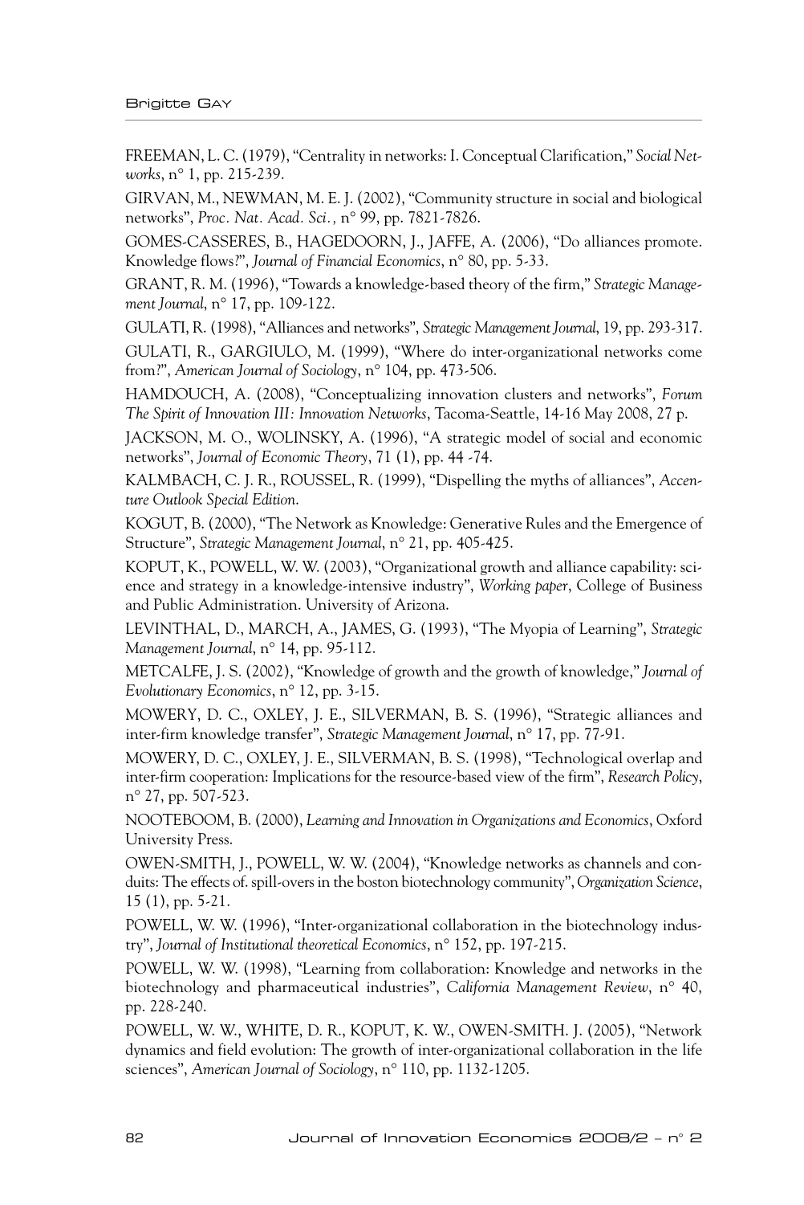FREEMAN, L. C. (1979), "Centrality in networks: I. Conceptual Clarification," *Social Networks*, n° 1, pp. 215-239.

GIRVAN, M., NEWMAN, M. E. J. (2002), "Community structure in social and biological networks", *Proc. Nat. Acad. Sci.*, n° 99, pp. 7821-7826.

GOMES-CASSERES, B., HAGEDOORN, J., JAFFE, A. (2006), "Do alliances promote. Knowledge flows?", *Journal of Financial Economics*, n° 80, pp. 5-33.

GRANT, R. M. (1996), "Towards a knowledge-based theory of the firm," *Strategic Management Journal*, n° 17, pp. 109-122.

GULATI, R. (1998), "Alliances and networks", *Strategic Management Journal*, 19, pp. 293-317.

GULATI, R., GARGIULO, M. (1999), "Where do inter-organizational networks come from?", *American Journal of Sociology*, n° 104, pp. 473-506.

HAMDOUCH, A. (2008), "Conceptualizing innovation clusters and networks", *Forum The Spirit of Innovation III: Innovation Networks*, Tacoma-Seattle, 14-16 May 2008, 27 p.

JACKSON, M. O., WOLINSKY, A. (1996), "A strategic model of social and economic networks", *Journal of Economic Theory*, 71 (1), pp. 44 -74.

KALMBACH, C. J. R., ROUSSEL, R. (1999), "Dispelling the myths of alliances", *Accenture Outlook Special Edition*.

KOGUT, B. (2000), "The Network as Knowledge: Generative Rules and the Emergence of Structure", *Strategic Management Journal*, n° 21, pp. 405-425.

KOPUT, K., POWELL, W. W. (2003), "Organizational growth and alliance capability: science and strategy in a knowledge-intensive industry", *Working paper*, College of Business and Public Administration. University of Arizona.

LEVINTHAL, D., MARCH, A., JAMES, G. (1993), "The Myopia of Learning", *Strategic Management Journal*, n° 14, pp. 95-112.

METCALFE, J. S. (2002), "Knowledge of growth and the growth of knowledge," *Journal of Evolutionary Economics*, n° 12, pp. 3-15.

MOWERY, D. C., OXLEY, J. E., SILVERMAN, B. S. (1996), "Strategic alliances and inter-firm knowledge transfer", *Strategic Management Journal*, n° 17, pp. 77-91.

MOWERY, D. C., OXLEY, J. E., SILVERMAN, B. S. (1998), "Technological overlap and inter-firm cooperation: Implications for the resource-based view of the firm", *Research Policy*, n° 27, pp. 507-523.

NOOTEBOOM, B. (2000), *Learning and Innovation in Organizations and Economics*, Oxford University Press.

OWEN-SMITH, J., POWELL, W. W. (2004), "Knowledge networks as channels and conduits: The effects of. spill-overs in the boston biotechnology community", *Organization Science*, 15 (1), pp. 5-21.

POWELL, W. W. (1996), "Inter-organizational collaboration in the biotechnology industry", *Journal of Institutional theoretical Economics*, n° 152, pp. 197-215.

POWELL, W. W. (1998), "Learning from collaboration: Knowledge and networks in the biotechnology and pharmaceutical industries", *California Management Review*, n° 40, pp. 228-240.

POWELL, W. W., WHITE, D. R., KOPUT, K. W., OWEN-SMITH. J. (2005), "Network dynamics and field evolution: The growth of inter-organizational collaboration in the life sciences", *American Journal of Sociology*, n° 110, pp. 1132-1205.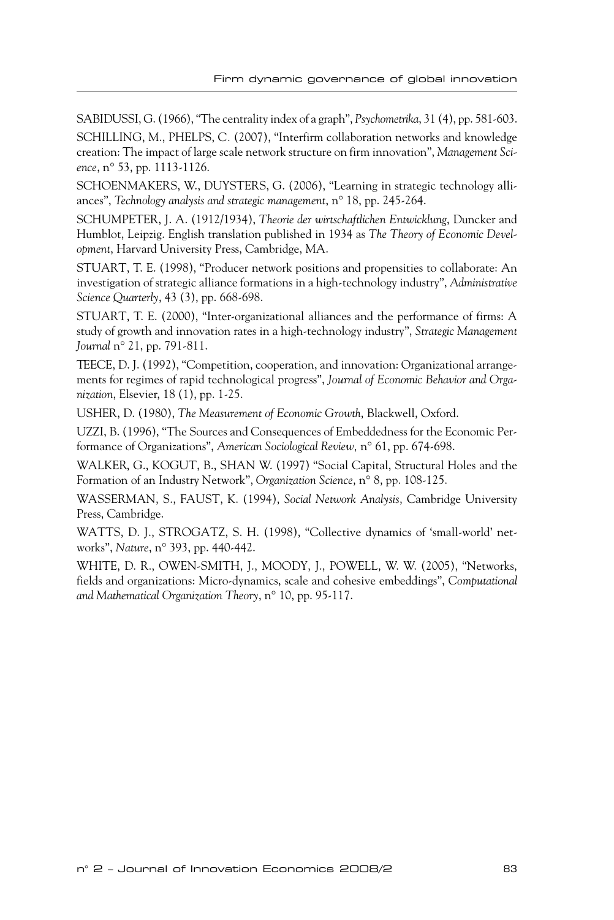SABIDUSSI, G. (1966), "The centrality index of a graph", *Psychometrika*, 31 (4), pp. 581-603.

SCHILLING, M., PHELPS, C. (2007), "Interfirm collaboration networks and knowledge creation: The impact of large scale network structure on firm innovation", *Management Science*, n° 53, pp. 1113-1126.

SCHOENMAKERS, W., DUYSTERS, G. (2006), "Learning in strategic technology alliances", *Technology analysis and strategic management*, n° 18, pp. 245-264.

SCHUMPETER, J. A. (1912/1934), *Theorie der wirtschaftlichen Entwicklung*, Duncker and Humblot, Leipzig. English translation published in 1934 as *The Theory of Economic Development*, Harvard University Press, Cambridge, MA.

STUART, T. E. (1998), "Producer network positions and propensities to collaborate: An investigation of strategic alliance formations in a high-technology industry", *Administrative Science Quarterly*, 43 (3), pp. 668-698.

STUART, T. E. (2000), "Inter-organizational alliances and the performance of firms: A study of growth and innovation rates in a high-technology industry", *Strategic Management Journal* n° 21, pp. 791-811.

TEECE, D. J. (1992), "Competition, cooperation, and innovation: Organizational arrangements for regimes of rapid technological progress", *Journal of Economic Behavior and Organization*, Elsevier, 18 (1), pp. 1-25.

USHER, D. (1980), *The Measurement of Economic Growth*, Blackwell, Oxford.

UZZI, B. (1996), "The Sources and Consequences of Embeddedness for the Economic Performance of Organizations", *American Sociological Review,* n° 61, pp. 674-698.

WALKER, G., KOGUT, B., SHAN W. (1997) "Social Capital, Structural Holes and the Formation of an Industry Network", *Organization Science*, n° 8, pp. 108-125.

WASSERMAN, S., FAUST, K. (1994), *Social Network Analysis*, Cambridge University Press, Cambridge.

WATTS, D. J., STROGATZ, S. H. (1998), "Collective dynamics of 'small-world' networks", *Nature*, n° 393, pp. 440-442.

WHITE, D. R., OWEN-SMITH, J., MOODY, J., POWELL, W. W. (2005), "Networks, fields and organizations: Micro-dynamics, scale and cohesive embeddings", *Computational and Mathematical Organization Theory*, n° 10, pp. 95-117.